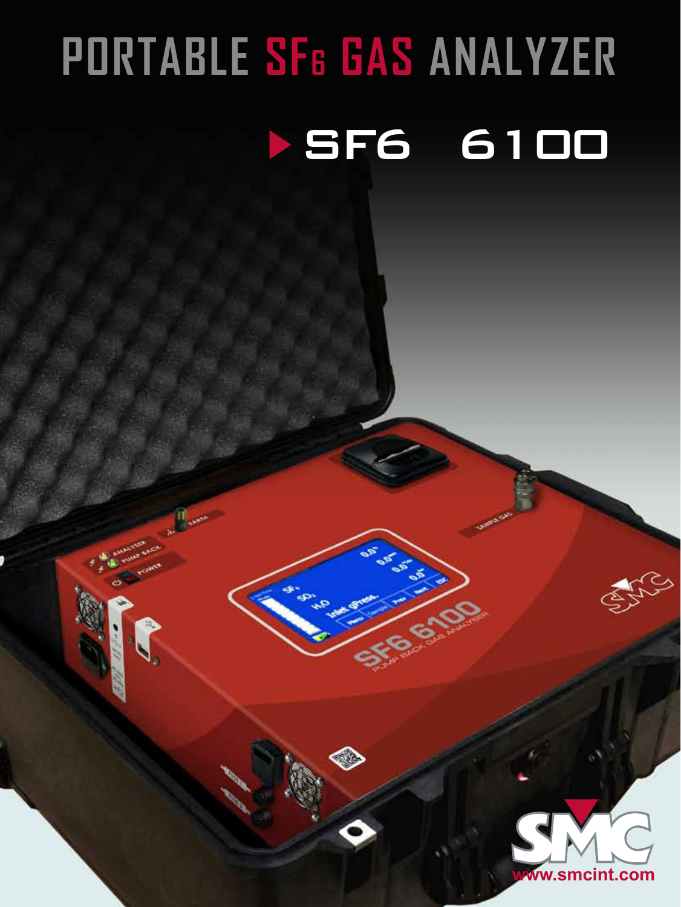# PORTABLE $SF_6$ GAS ANALYZER

## SF6 6100

www.smcint.com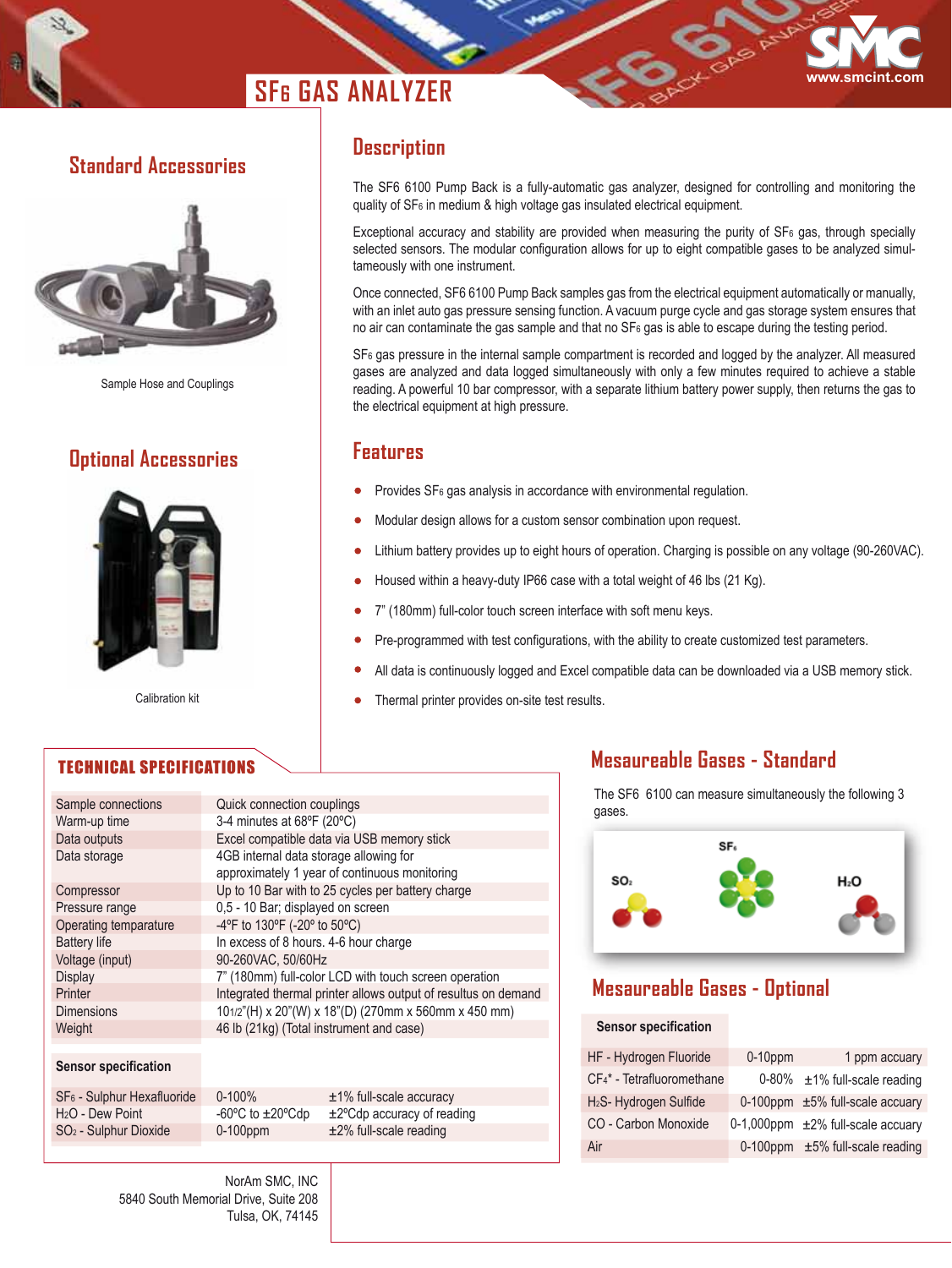# SF6 GAS ANALYZER

www.smcint.com

## Standard Accessories

Sample Hose and Couplings

## Optional Accessories

Calibration kit

## Description

The SF6 6100 Pump Back is a fully-automatic gas analyzer, designed for controlling and monitoring the quality of $SF_6$ in medium & high voltage gas insulated electrical equipment.

Exceptional accuracy and stability are provided when measuring the purity of $SF_6$ gas, through specially selected sensors. The modular configuration allows for up to eight compatible gases to be analyzed simultameously with one instrument.

Once connected, SF6 6100 Pump Back samples gas from the electrical equipment automatically or manually, with an inlet auto gas pressure sensing function. A vacuum purge cycle and gas storage system ensures that no air can contaminate the gas sample and that no $SF_6$ gas is able to escape during the testing period.

$SF_6$ gas pressure in the internal sample compartment is recorded and logged by the analyzer. All measured gases are analyzed and data logged simultaneously with only a few minutes required to achieve a stable reading. A powerful 10 bar compressor, with a separate lithium battery power supply, then returns the gas to the electrical equipment at high pressure.

## Features

- Provides $SF_6$ gas analysis in accordance with environmental regulation.
- Modular design allows for a custom sensor combination upon request.
- Lithium battery provides up to eight hours of operation. Charging is possible on any voltage (90-260VAC).
- Housed within a heavy-duty IP66 case with a total weight of 46 lbs (21 Kg).
- 7" (180mm) full-color touch screen interface with soft menu keys.
- Pre-programmed with test configurations, with the ability to create customized test parameters.
- All data is continuously logged and Excel compatible data can be downloaded via a USB memory stick.
- Thermal printer provides on-site test results.

## TECHNICAL SPECIFICATIONS

| | |
|---|---|
| Sample connections | Quick connection couplings |
| Warm-up time | 3-4 minutes at 68ºF (20ºC) |
| Data outputs | Excel compatible data via USB memory stick |
| Data storage | 4GB internal data storage allowing for approximately 1 year of continuous monitoring |
| Compressor | Up to 10 Bar with to 25 cycles per battery charge |
| Pressure range | 0,5 - 10 Bar; displayed on screen |
| Operating temparature | -4ºF to 130ºF (-20º to 50ºC) |
| Battery life | In excess of 8 hours. 4-6 hour charge |
| Voltage (input) | 90-260VAC, 50/60Hz |
| Display | 7" (180mm) full-color LCD with touch screen operation |
| Printer | Integrated thermal printer allows output of resultus on demand |
| Dimensions | 10 1/2"(H) x 20"(W) x 18"(D) (270mm x 560mm x 450 mm) |
| Weight | 46 lb (21kg) (Total instrument and case) |

| Sensor specification | | |
|---|---|---|
| $SF_6$ - Sulphur Hexafluoride | 0-100% | ±1% full-scale accuracy |
| $H_2O$ - Dew Point | -60ºC to ±20ºCdp | ±2ºCdp accuracy of reading |
| $SO_2$ - Sulphur Dioxide | 0-100ppm | ±2% full-scale reading |

## Mesaureable Gases - Standard

The SF6 6100 can measure simultaneously the following 3 gases.

$SO_2$ $SF_6$ $H_2O$

## Mesaureable Gases - Optional

| Sensor specification | | |
|---|---|---|
| HF - Hydrogen Fluoride | 0-10ppm | 1 ppm accuary |
| $CF_4$* - Tetrafluoromethane | 0-80% | ±1% full-scale reading |
| $H_2S$- Hydrogen Sulfide | 0-100ppm | ±5% full-scale accuary |
| CO - Carbon Monoxide | 0-1,000ppm | ±2% full-scale accuary |
| Air | 0-100ppm | ±5% full-scale reading |

NorAm SMC, INC
5840 South Memorial Drive, Suite 208
Tulsa, OK, 74145